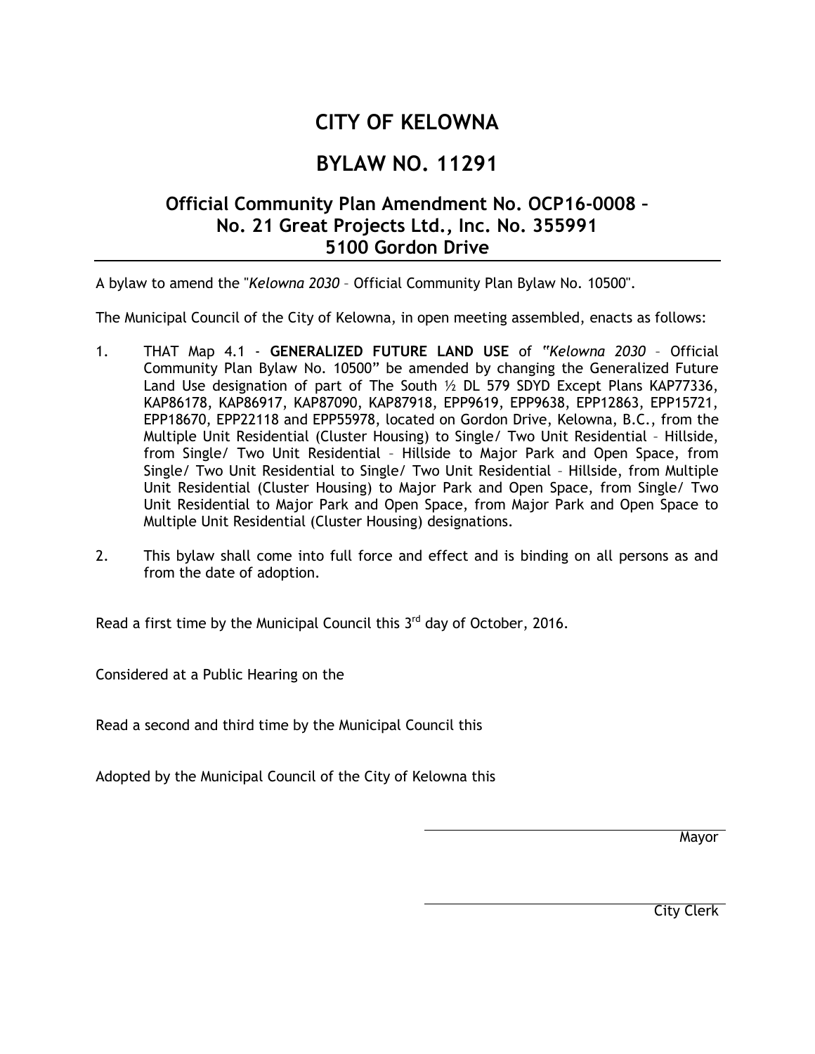# CITY OF KELOWNA

# BYLAW NO. 11291

## Official Community Plan Amendment No. OCP16-0008 – No. 21 Great Projects Ltd., Inc. No. 355991 5100 Gordon Drive

A bylaw to amend the "*Kelowna 2030* – Official Community Plan Bylaw No. 10500".

The Municipal Council of the City of Kelowna, in open meeting assembled, enacts as follows:

1. THAT Map 4.1 - **GENERALIZED FUTURE LAND USE** of "*Kelowna 2030* – Official Community Plan Bylaw No. 10500" be amended by changing the Generalized Future Land Use designation of part of The South ½ DL 579 SDYD Except Plans KAP77336, KAP86178, KAP86917, KAP87090, KAP87918, EPP9619, EPP9638, EPP12863, EPP15721, EPP18670, EPP22118 and EPP55978, located on Gordon Drive, Kelowna, B.C., from the Multiple Unit Residential (Cluster Housing) to Single/ Two Unit Residential – Hillside, from Single/ Two Unit Residential – Hillside to Major Park and Open Space, from Single/ Two Unit Residential to Single/ Two Unit Residential – Hillside, from Multiple Unit Residential (Cluster Housing) to Major Park and Open Space, from Single/ Two Unit Residential to Major Park and Open Space, from Major Park and Open Space to Multiple Unit Residential (Cluster Housing) designations.

2. This bylaw shall come into full force and effect and is binding on all persons as and from the date of adoption.

Read a first time by the Municipal Council this 3rd day of October, 2016.

Considered at a Public Hearing on the

Read a second and third time by the Municipal Council this

Adopted by the Municipal Council of the City of Kelowna this

Mayor

City Clerk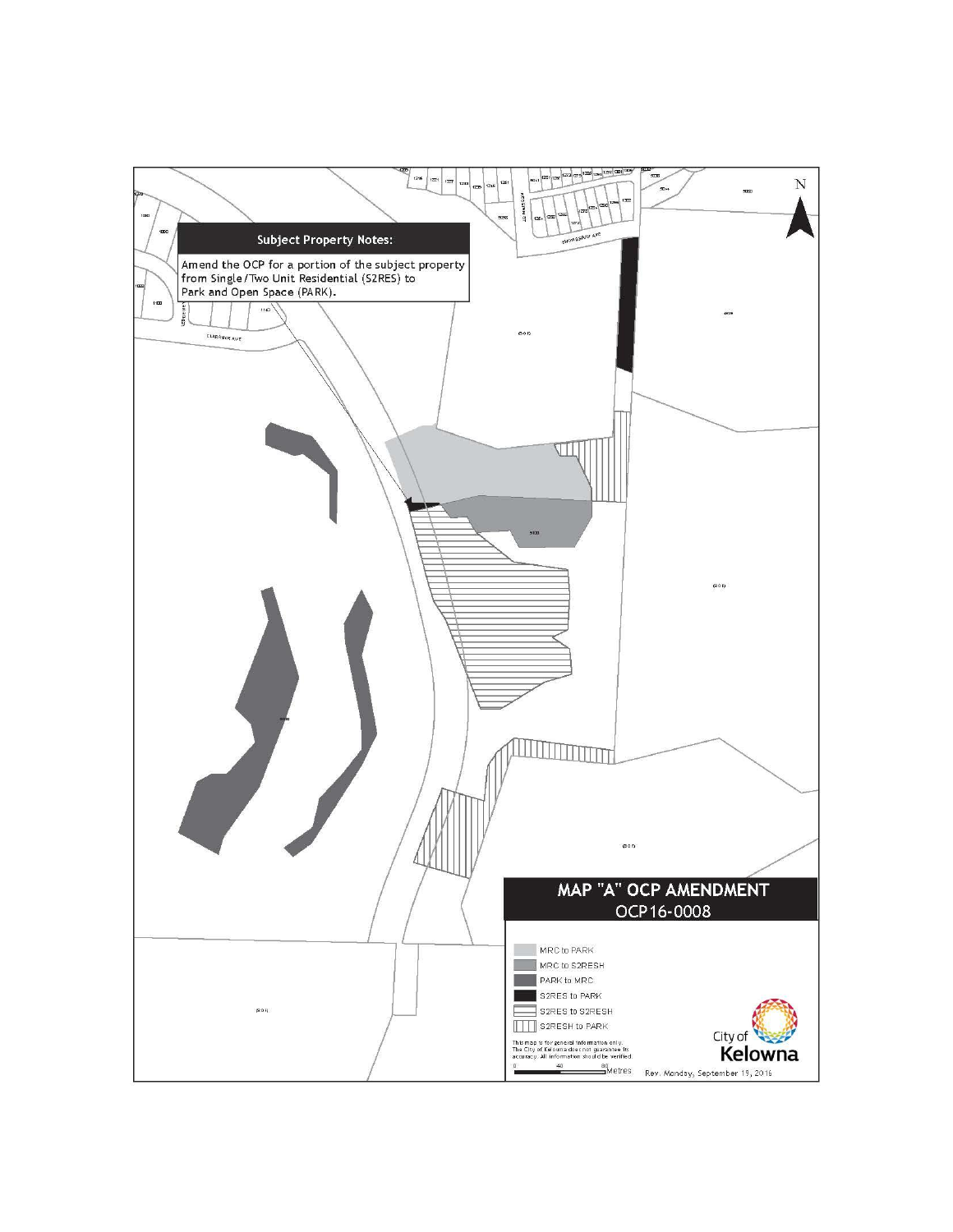**Subject Property Notes:**

Amend the OCP for a portion of the subject property from Single/Two Unit Residential (S2RES) to Park and Open Space (PARK).

# MAP "A" OCP AMENDMENT

## OCP16-0008

- MRC to PARK
- MRC to S2RESH
- PARK to MRC
- S2RES to PARK
- S2RES to S2RESH
- S2RESH to PARK

This map is for general information only. The City of Kelowna does not guarantee its accuracy. All information should be verified.

0 40 80 Metres

City of Kelowna

Rev. Monday, September 19, 2016